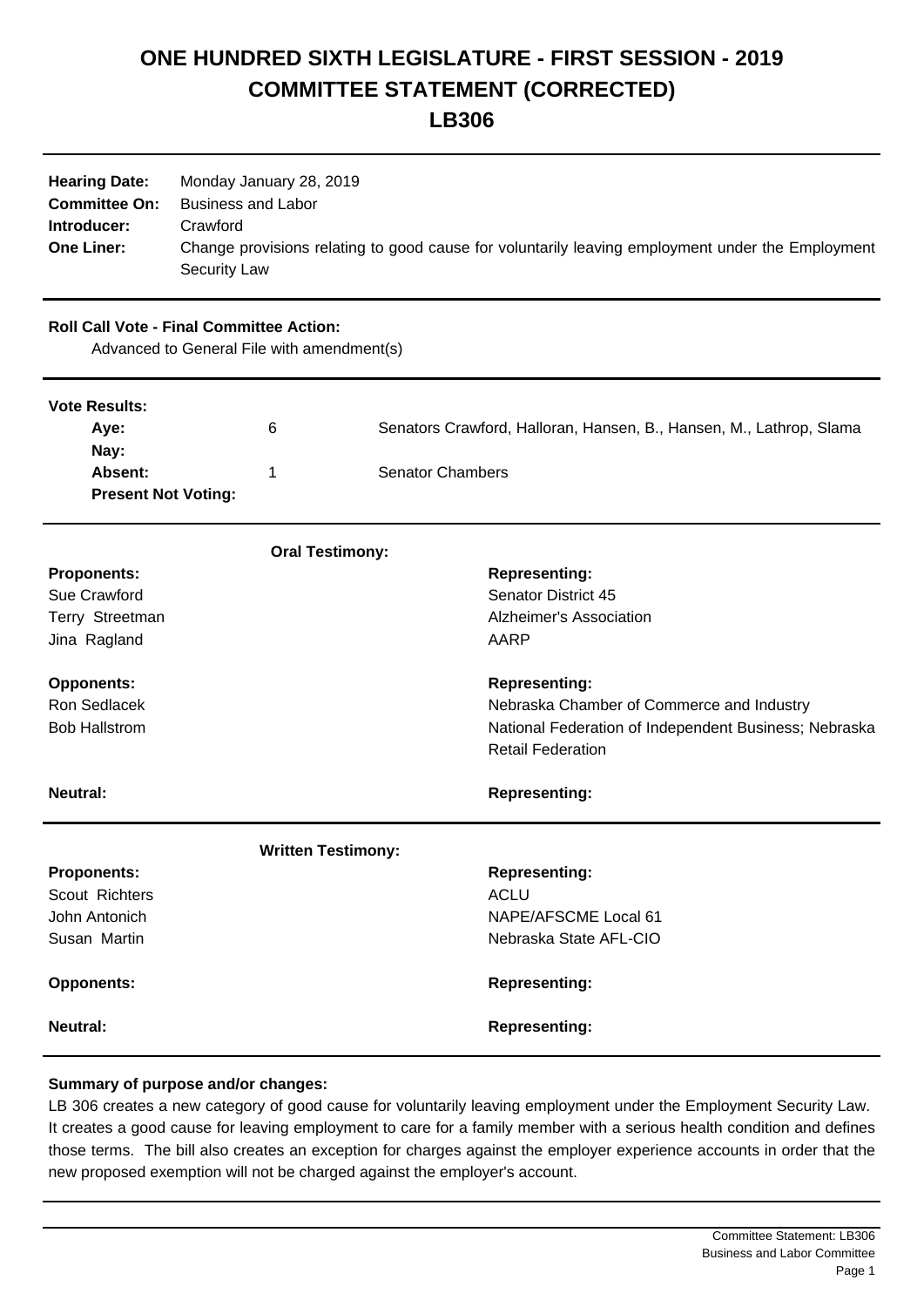# ONE HUNDRED SIXTH LEGISLATURE - FIRST SESSION - 2019

# COMMITTEE STATEMENT (CORRECTED)

# LB306

**Hearing Date:** Monday January 28, 2019
**Committee On:** Business and Labor
**Introducer:** Crawford
**One Liner:** Change provisions relating to good cause for voluntarily leaving employment under the Employment Security Law

**Roll Call Vote - Final Committee Action:**
Advanced to General File with amendment(s)

**Vote Results:**

| | | |
|---|---|---|
| **Aye:** | 6 | Senators Crawford, Halloran, Hansen, B., Hansen, M., Lathrop, Slama |
| **Nay:** | | |
| **Absent:** | 1 | Senator Chambers |
| **Present Not Voting:** | | |

**Oral Testimony:**

| **Proponents:** | **Representing:** |
|---|---|
| Sue Crawford | Senator District 45 |
| Terry Streetman | Alzheimer's Association |
| Jina Ragland | AARP |

| **Opponents:** | **Representing:** |
|---|---|
| Ron Sedlacek | Nebraska Chamber of Commerce and Industry |
| Bob Hallstrom | National Federation of Independent Business; Nebraska Retail Federation |

| **Neutral:** | **Representing:** |
|---|---|

**Written Testimony:**

| **Proponents:** | **Representing:** |
|---|---|
| Scout Richters | ACLU |
| John Antonich | NAPE/AFSCME Local 61 |
| Susan Martin | Nebraska State AFL-CIO |

| **Opponents:** | **Representing:** |
|---|---|

| **Neutral:** | **Representing:** |
|---|---|

**Summary of purpose and/or changes:**

LB 306 creates a new category of good cause for voluntarily leaving employment under the Employment Security Law. It creates a good cause for leaving employment to care for a family member with a serious health condition and defines those terms. The bill also creates an exception for charges against the employer experience accounts in order that the new proposed exemption will not be charged against the employer's account.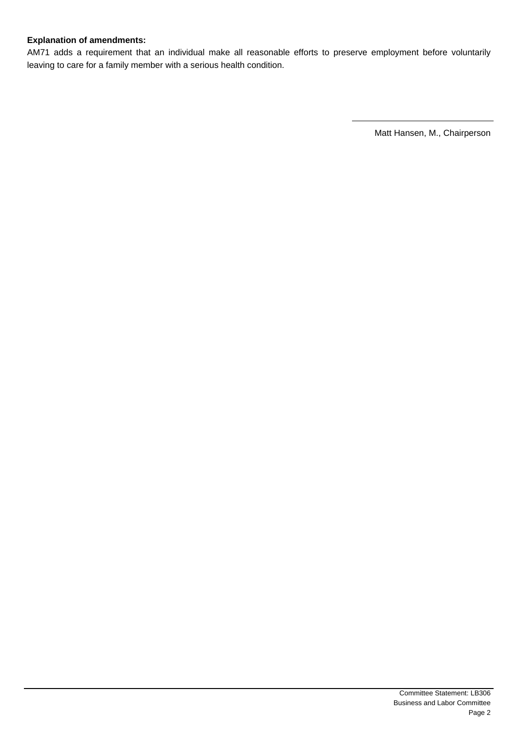**Explanation of amendments:**

AM71 adds a requirement that an individual make all reasonable efforts to preserve employment before voluntarily leaving to care for a family member with a serious health condition.

Matt Hansen, M., Chairperson